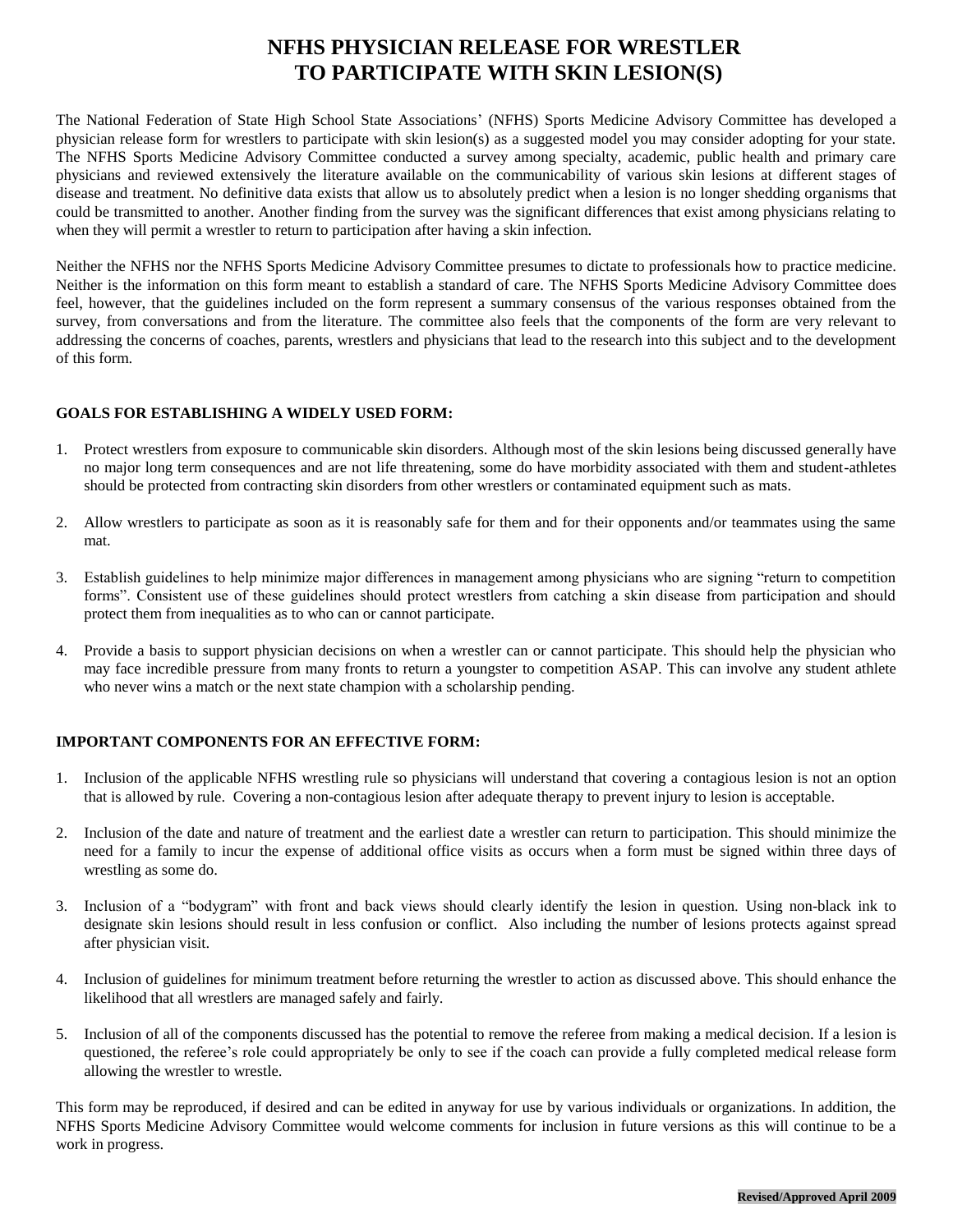# NFHS PHYSICIAN RELEASE FOR WRESTLER TO PARTICIPATE WITH SKIN LESION(S)

The National Federation of State High School State Associations' (NFHS) Sports Medicine Advisory Committee has developed a physician release form for wrestlers to participate with skin lesion(s) as a suggested model you may consider adopting for your state. The NFHS Sports Medicine Advisory Committee conducted a survey among specialty, academic, public health and primary care physicians and reviewed extensively the literature available on the communicability of various skin lesions at different stages of disease and treatment. No definitive data exists that allow us to absolutely predict when a lesion is no longer shedding organisms that could be transmitted to another. Another finding from the survey was the significant differences that exist among physicians relating to when they will permit a wrestler to return to participation after having a skin infection.

Neither the NFHS nor the NFHS Sports Medicine Advisory Committee presumes to dictate to professionals how to practice medicine. Neither is the information on this form meant to establish a standard of care. The NFHS Sports Medicine Advisory Committee does feel, however, that the guidelines included on the form represent a summary consensus of the various responses obtained from the survey, from conversations and from the literature. The committee also feels that the components of the form are very relevant to addressing the concerns of coaches, parents, wrestlers and physicians that lead to the research into this subject and to the development of this form.

## GOALS FOR ESTABLISHING A WIDELY USED FORM:

1. Protect wrestlers from exposure to communicable skin disorders. Although most of the skin lesions being discussed generally have no major long term consequences and are not life threatening, some do have morbidity associated with them and student-athletes should be protected from contracting skin disorders from other wrestlers or contaminated equipment such as mats.
2. Allow wrestlers to participate as soon as it is reasonably safe for them and for their opponents and/or teammates using the same mat.
3. Establish guidelines to help minimize major differences in management among physicians who are signing "return to competition forms". Consistent use of these guidelines should protect wrestlers from catching a skin disease from participation and should protect them from inequalities as to who can or cannot participate.
4. Provide a basis to support physician decisions on when a wrestler can or cannot participate. This should help the physician who may face incredible pressure from many fronts to return a youngster to competition ASAP. This can involve any student athlete who never wins a match or the next state champion with a scholarship pending.

## IMPORTANT COMPONENTS FOR AN EFFECTIVE FORM:

1. Inclusion of the applicable NFHS wrestling rule so physicians will understand that covering a contagious lesion is not an option that is allowed by rule. Covering a non-contagious lesion after adequate therapy to prevent injury to lesion is acceptable.
2. Inclusion of the date and nature of treatment and the earliest date a wrestler can return to participation. This should minimize the need for a family to incur the expense of additional office visits as occurs when a form must be signed within three days of wrestling as some do.
3. Inclusion of a "bodygram" with front and back views should clearly identify the lesion in question. Using non-black ink to designate skin lesions should result in less confusion or conflict. Also including the number of lesions protects against spread after physician visit.
4. Inclusion of guidelines for minimum treatment before returning the wrestler to action as discussed above. This should enhance the likelihood that all wrestlers are managed safely and fairly.
5. Inclusion of all of the components discussed has the potential to remove the referee from making a medical decision. If a lesion is questioned, the referee's role could appropriately be only to see if the coach can provide a fully completed medical release form allowing the wrestler to wrestle.

This form may be reproduced, if desired and can be edited in anyway for use by various individuals or organizations. In addition, the NFHS Sports Medicine Advisory Committee would welcome comments for inclusion in future versions as this will continue to be a work in progress.

**Revised/Approved April 2009**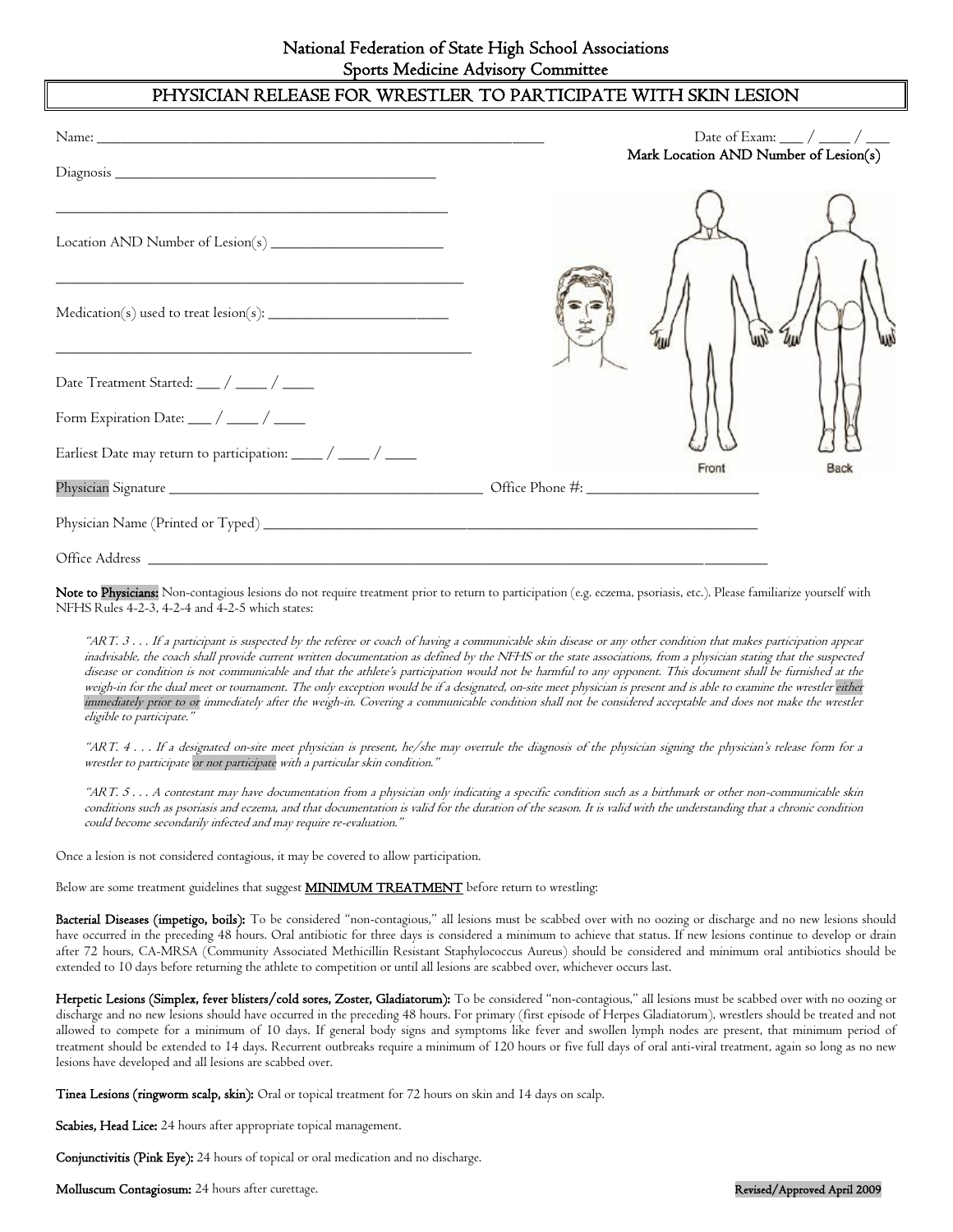National Federation of State High School Associations
Sports Medicine Advisory Committee

# PHYSICIAN RELEASE FOR WRESTLER TO PARTICIPATE WITH SKIN LESION

Name: ______________________________________________________ Date of Exam: ___ / ____ / ___

Mark Location AND Number of Lesion(s)

Diagnosis ________________________________________

________________________________________________

Location AND Number of Lesion(s) ______________________

________________________________________________

Medication(s) used to treat lesion(s): _______________________

________________________________________________

Date Treatment Started: ___ / ____ / ____

Form Expiration Date: ___ / ____ / ____

Earliest Date may return to participation: ____ / ____ / ____

Front Back

Physician Signature ______________________________________ Office Phone #: ______________________

Physician Name (Printed or Typed) ____________________________________________________________

Office Address ____________________________________________________________________________

**Note to Physicians:** Non-contagious lesions do not require treatment prior to return to participation (e.g. eczema, psoriasis, etc.). Please familiarize yourself with NFHS Rules 4-2-3, 4-2-4 and 4-2-5 which states:

> *"ART. 3 . . . If a participant is suspected by the referee or coach of having a communicable skin disease or any other condition that makes participation appear inadvisable, the coach shall provide current written documentation as defined by the NFHS or the state associations, from a physician stating that the suspected disease or condition is not communicable and that the athlete's participation would not be harmful to any opponent. This document shall be furnished at the weigh-in for the dual meet or tournament. The only exception would be if a designated, on-site meet physician is present and is able to examine the wrestler either immediately prior to or immediately after the weigh-in. Covering a communicable condition shall not be considered acceptable and does not make the wrestler eligible to participate."*

> *"ART. 4 . . . If a designated on-site meet physician is present, he/she may overrule the diagnosis of the physician signing the physician's release form for a wrestler to participate or not participate with a particular skin condition."*

> *"ART. 5 . . . A contestant may have documentation from a physician only indicating a specific condition such as a birthmark or other non-communicable skin conditions such as psoriasis and eczema, and that documentation is valid for the duration of the season. It is valid with the understanding that a chronic condition could become secondarily infected and may require re-evaluation."*

Once a lesion is not considered contagious, it may be covered to allow participation.

Below are some treatment guidelines that suggest **MINIMUM TREATMENT** before return to wrestling:

**Bacterial Diseases (impetigo, boils):** To be considered "non-contagious," all lesions must be scabbed over with no oozing or discharge and no new lesions should have occurred in the preceding 48 hours. Oral antibiotic for three days is considered a minimum to achieve that status. If new lesions continue to develop or drain after 72 hours, CA-MRSA (Community Associated Methicillin Resistant Staphylococcus Aureus) should be considered and minimum oral antibiotics should be extended to 10 days before returning the athlete to competition or until all lesions are scabbed over, whichever occurs last.

**Herpetic Lesions (Simplex, fever blisters/cold sores, Zoster, Gladiatorum):** To be considered "non-contagious," all lesions must be scabbed over with no oozing or discharge and no new lesions should have occurred in the preceding 48 hours. For primary (first episode of Herpes Gladiatorum), wrestlers should be treated and not allowed to compete for a minimum of 10 days. If general body signs and symptoms like fever and swollen lymph nodes are present, that minimum period of treatment should be extended to 14 days. Recurrent outbreaks require a minimum of 120 hours or five full days of oral anti-viral treatment, again so long as no new lesions have developed and all lesions are scabbed over.

**Tinea Lesions (ringworm scalp, skin):** Oral or topical treatment for 72 hours on skin and 14 days on scalp.

**Scabies, Head Lice:** 24 hours after appropriate topical management.

**Conjunctivitis (Pink Eye):** 24 hours of topical or oral medication and no discharge.

**Molluscum Contagiosum:** 24 hours after curettage.

Revised/Approved April 2009